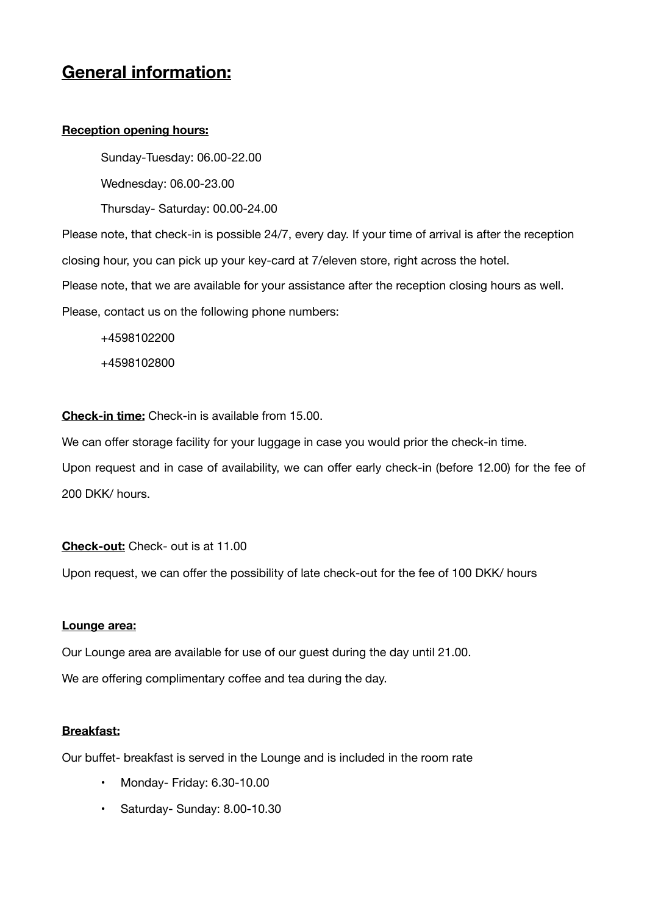# General information:

**Reception opening hours:**

Sunday-Tuesday: 06.00-22.00

Wednesday: 06.00-23.00

Thursday- Saturday: 00.00-24.00

Please note, that check-in is possible 24/7, every day. If your time of arrival is after the reception closing hour, you can pick up your key-card at 7/eleven store, right across the hotel.

Please note, that we are available for your assistance after the reception closing hours as well.

Please, contact us on the following phone numbers:

+4598102200

+4598102800

**Check-in time:** Check-in is available from 15.00.

We can offer storage facility for your luggage in case you would prior the check-in time.

Upon request and in case of availability, we can offer early check-in (before 12.00) for the fee of 200 DKK/ hours.

**Check-out:** Check- out is at 11.00

Upon request, we can offer the possibility of late check-out for the fee of 100 DKK/ hours

**Lounge area:**

Our Lounge area are available for use of our guest during the day until 21.00.

We are offering complimentary coffee and tea during the day.

**Breakfast:**

Our buffet- breakfast is served in the Lounge and is included in the room rate

- Monday- Friday: 6.30-10.00
- Saturday- Sunday: 8.00-10.30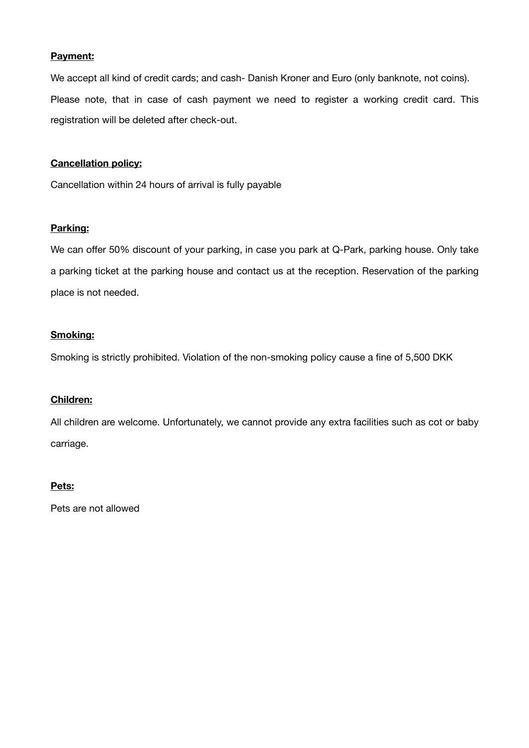**Payment:**

We accept all kind of credit cards; and cash- Danish Kroner and Euro (only banknote, not coins). Please note, that in case of cash payment we need to register a working credit card. This registration will be deleted after check-out.

**Cancellation policy:**

Cancellation within 24 hours of arrival is fully payable

**Parking:**

We can offer 50% discount of your parking, in case you park at Q-Park, parking house. Only take a parking ticket at the parking house and contact us at the reception. Reservation of the parking place is not needed.

**Smoking:**

Smoking is strictly prohibited. Violation of the non-smoking policy cause a fine of 5,500 DKK

**Children:**

All children are welcome. Unfortunately, we cannot provide any extra facilities such as cot or baby carriage.

**Pets:**

Pets are not allowed